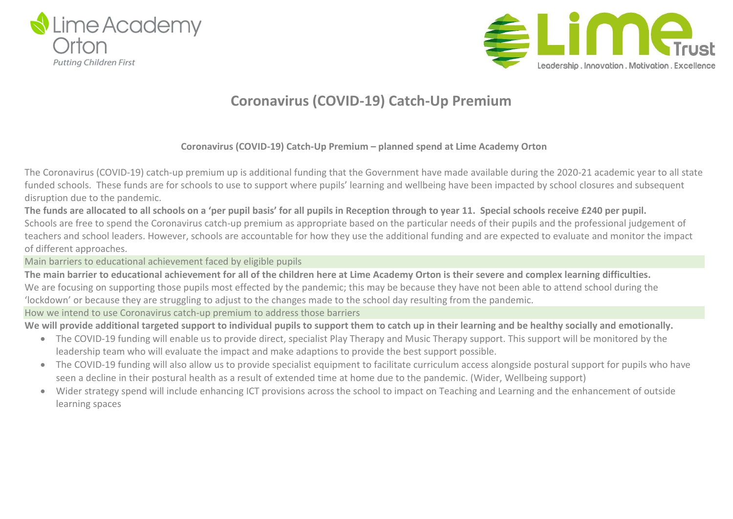Lime Academy Orton
Putting Children First

Lime Trust
Leadership . Innovation . Motivation . Excellence

# Coronavirus (COVID-19) Catch-Up Premium

**Coronavirus (COVID-19) Catch-Up Premium – planned spend at Lime Academy Orton**

The Coronavirus (COVID-19) catch-up premium up is additional funding that the Government have made available during the 2020-21 academic year to all state funded schools. These funds are for schools to use to support where pupils' learning and wellbeing have been impacted by school closures and subsequent disruption due to the pandemic.

**The funds are allocated to all schools on a 'per pupil basis' for all pupils in Reception through to year 11. Special schools receive £240 per pupil.**

Schools are free to spend the Coronavirus catch-up premium as appropriate based on the particular needs of their pupils and the professional judgement of teachers and school leaders. However, schools are accountable for how they use the additional funding and are expected to evaluate and monitor the impact of different approaches.

## Main barriers to educational achievement faced by eligible pupils

**The main barrier to educational achievement for all of the children here at Lime Academy Orton is their severe and complex learning difficulties.**

We are focusing on supporting those pupils most effected by the pandemic; this may be because they have not been able to attend school during the 'lockdown' or because they are struggling to adjust to the changes made to the school day resulting from the pandemic.

## How we intend to use Coronavirus catch-up premium to address those barriers

**We will provide additional targeted support to individual pupils to support them to catch up in their learning and be healthy socially and emotionally.**

- The COVID-19 funding will enable us to provide direct, specialist Play Therapy and Music Therapy support. This support will be monitored by the leadership team who will evaluate the impact and make adaptions to provide the best support possible.
- The COVID-19 funding will also allow us to provide specialist equipment to facilitate curriculum access alongside postural support for pupils who have seen a decline in their postural health as a result of extended time at home due to the pandemic. (Wider, Wellbeing support)
- Wider strategy spend will include enhancing ICT provisions across the school to impact on Teaching and Learning and the enhancement of outside learning spaces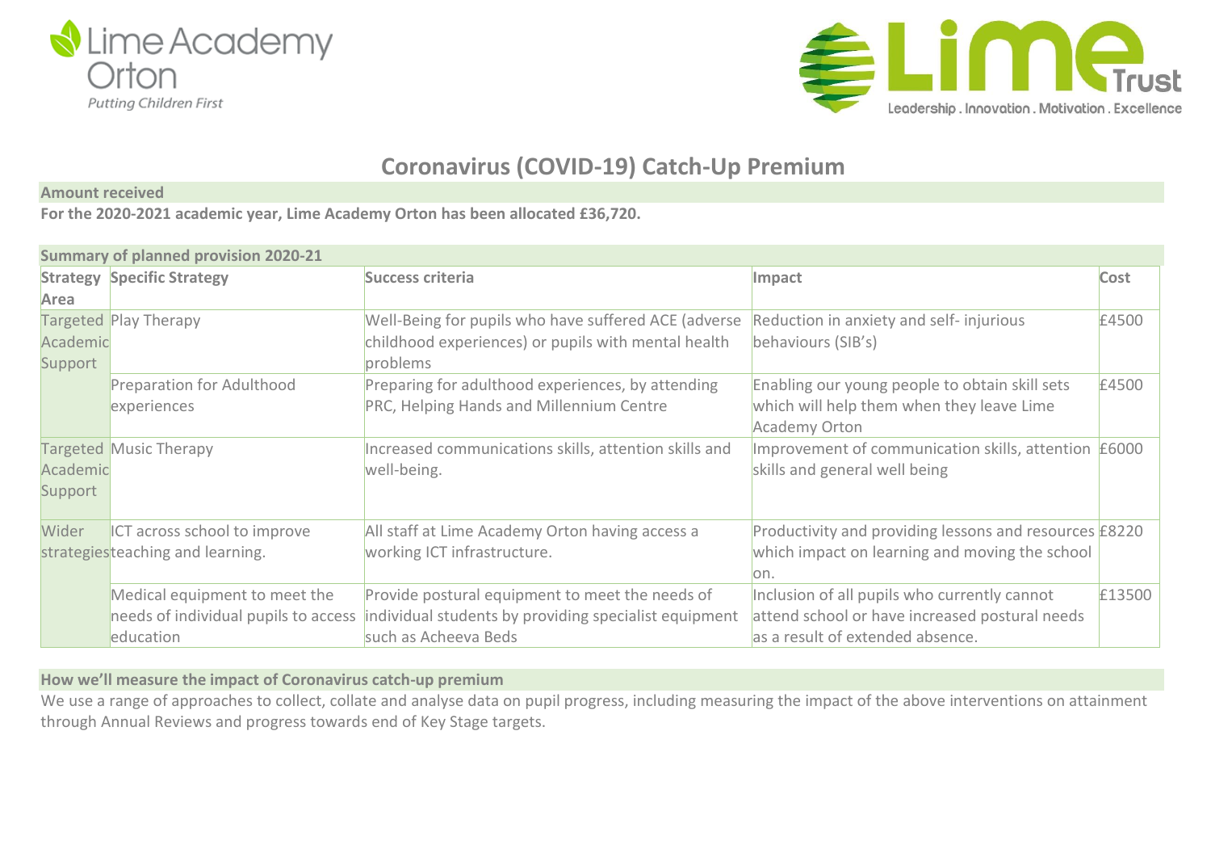Lime Academy Orton
*Putting Children First*

Lime Trust
Leadership . Innovation . Motivation . Excellence

# Coronavirus (COVID-19) Catch-Up Premium

**Amount received**

**For the 2020-2021 academic year, Lime Academy Orton has been allocated £36,720.**

**Summary of planned provision 2020-21**

| Strategy Area | Specific Strategy | Success criteria | Impact | Cost |
|---|---|---|---|---|
| Targeted Academic Support | Play Therapy | Well-Being for pupils who have suffered ACE (adverse childhood experiences) or pupils with mental health problems | Reduction in anxiety and self- injurious behaviours (SIB's) | £4500 |
| | Preparation for Adulthood experiences | Preparing for adulthood experiences, by attending PRC, Helping Hands and Millennium Centre | Enabling our young people to obtain skill sets which will help them when they leave Lime Academy Orton | £4500 |
| Targeted Academic Support | Music Therapy | Increased communications skills, attention skills and well-being. | Improvement of communication skills, attention skills and general well being | £6000 |
| Wider strategies | ICT across school to improve teaching and learning. | All staff at Lime Academy Orton having access a working ICT infrastructure. | Productivity and providing lessons and resources which impact on learning and moving the school on. | £8220 |
| | Medical equipment to meet the needs of individual pupils to access education | Provide postural equipment to meet the needs of individual students by providing specialist equipment such as Acheeva Beds | Inclusion of all pupils who currently cannot attend school or have increased postural needs as a result of extended absence. | £13500 |

**How we'll measure the impact of Coronavirus catch-up premium**

We use a range of approaches to collect, collate and analyse data on pupil progress, including measuring the impact of the above interventions on attainment through Annual Reviews and progress towards end of Key Stage targets.